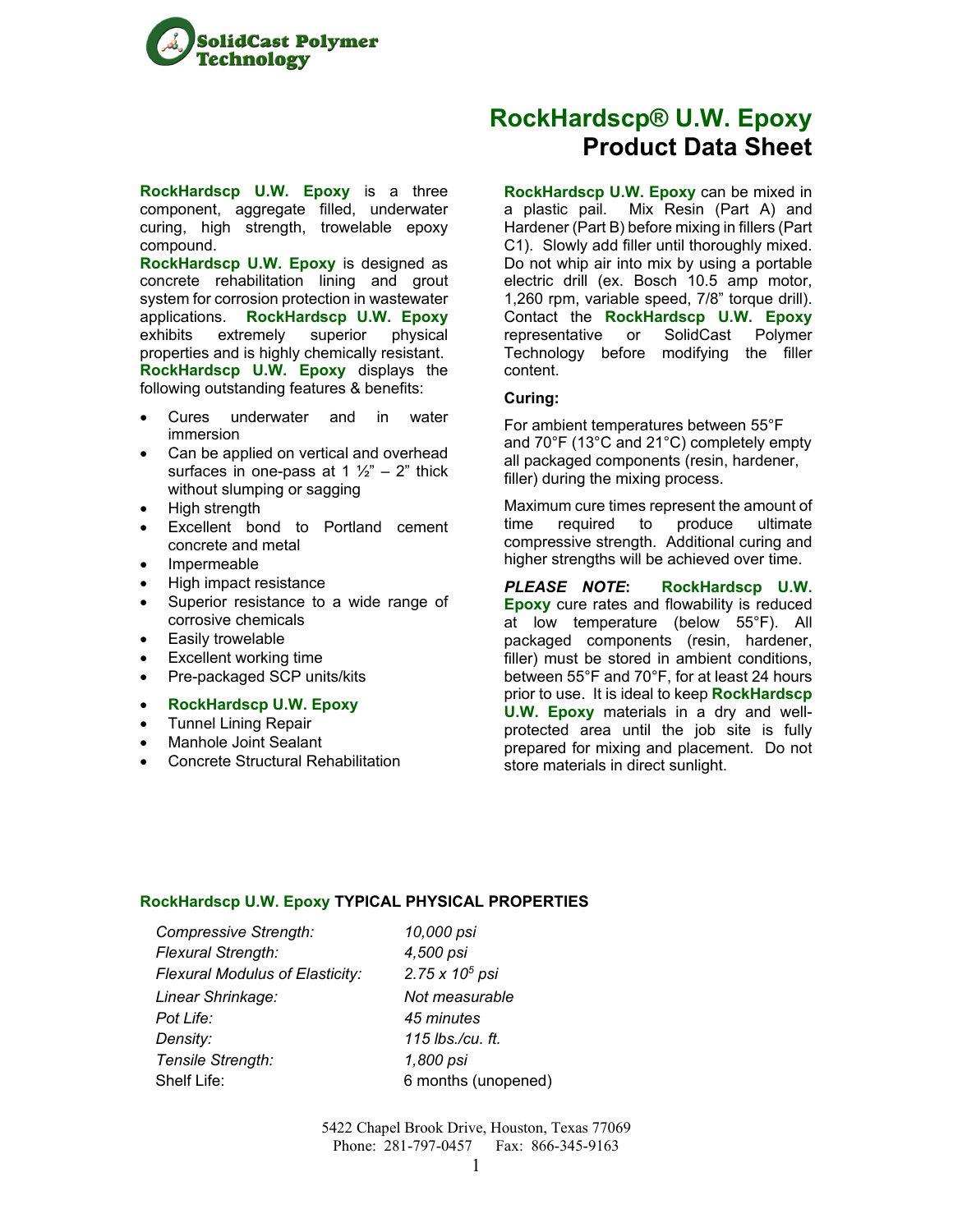SolidCast Polymer Technology

# RockHardscp® U.W. Epoxy
## Product Data Sheet

**RockHardscp U.W. Epoxy** is a three component, aggregate filled, underwater curing, high strength, trowelable epoxy compound.

**RockHardscp U.W. Epoxy** is designed as concrete rehabilitation lining and grout system for corrosion protection in wastewater applications. **RockHardscp U.W. Epoxy** exhibits extremely superior physical properties and is highly chemically resistant. **RockHardscp U.W. Epoxy** displays the following outstanding features & benefits:

- Cures underwater and in water immersion
- Can be applied on vertical and overhead surfaces in one-pass at 1 ½" – 2" thick without slumping or sagging
- High strength
- Excellent bond to Portland cement concrete and metal
- Impermeable
- High impact resistance
- Superior resistance to a wide range of corrosive chemicals
- Easily trowelable
- Excellent working time
- Pre-packaged SCP units/kits

- **RockHardscp U.W. Epoxy**
- Tunnel Lining Repair
- Manhole Joint Sealant
- Concrete Structural Rehabilitation

**RockHardscp U.W. Epoxy** can be mixed in a plastic pail. Mix Resin (Part A) and Hardener (Part B) before mixing in fillers (Part C1). Slowly add filler until thoroughly mixed. Do not whip air into mix by using a portable electric drill (ex. Bosch 10.5 amp motor, 1,260 rpm, variable speed, 7/8" torque drill). Contact the **RockHardscp U.W. Epoxy** representative or SolidCast Polymer Technology before modifying the filler content.

**Curing:**

For ambient temperatures between 55°F and 70°F (13°C and 21°C) completely empty all packaged components (resin, hardener, filler) during the mixing process.

Maximum cure times represent the amount of time required to produce ultimate compressive strength. Additional curing and higher strengths will be achieved over time.

***PLEASE NOTE*:** **RockHardscp U.W. Epoxy** cure rates and flowability is reduced at low temperature (below 55°F). All packaged components (resin, hardener, filler) must be stored in ambient conditions, between 55°F and 70°F, for at least 24 hours prior to use. It is ideal to keep **RockHardscp U.W. Epoxy** materials in a dry and well-protected area until the job site is fully prepared for mixing and placement. Do not store materials in direct sunlight.

### RockHardscp U.W. Epoxy TYPICAL PHYSICAL PROPERTIES

| | |
|---|---|
| *Compressive Strength:* | *10,000 psi* |
| *Flexural Strength:* | *4,500 psi* |
| *Flexural Modulus of Elasticity:* | *$2.75 \times 10^5$ psi* |
| *Linear Shrinkage:* | *Not measurable* |
| *Pot Life:* | *45 minutes* |
| *Density:* | *115 lbs./cu. ft.* |
| *Tensile Strength:* | *1,800 psi* |
| Shelf Life: | 6 months (unopened) |

5422 Chapel Brook Drive, Houston, Texas 77069
Phone: 281-797-0457 Fax: 866-345-9163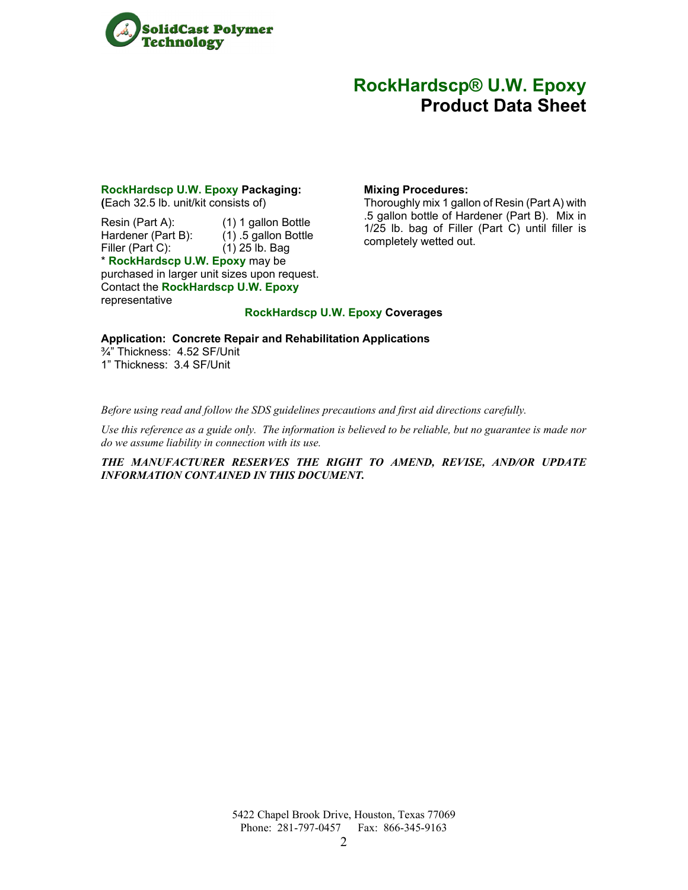SolidCast Polymer Technology

# RockHardscp® U.W. Epoxy
## Product Data Sheet

**RockHardscp U.W. Epoxy Packaging:**
**(**Each 32.5 lb. unit/kit consists of)

Resin (Part A): (1) 1 gallon Bottle
Hardener (Part B): (1) .5 gallon Bottle
Filler (Part C): (1) 25 lb. Bag

* **RockHardscp U.W. Epoxy** may be purchased in larger unit sizes upon request. Contact the **RockHardscp U.W. Epoxy** representative

**Mixing Procedures:**
Thoroughly mix 1 gallon of Resin (Part A) with .5 gallon bottle of Hardener (Part B). Mix in 1/25 lb. bag of Filler (Part C) until filler is completely wetted out.

**RockHardscp U.W. Epoxy Coverages**

**Application: Concrete Repair and Rehabilitation Applications**
¾" Thickness: 4.52 SF/Unit
1" Thickness: 3.4 SF/Unit

*Before using read and follow the SDS guidelines precautions and first aid directions carefully.*

*Use this reference as a guide only. The information is believed to be reliable, but no guarantee is made nor do we assume liability in connection with its use.*

***THE MANUFACTURER RESERVES THE RIGHT TO AMEND, REVISE, AND/OR UPDATE INFORMATION CONTAINED IN THIS DOCUMENT.***

5422 Chapel Brook Drive, Houston, Texas 77069
Phone: 281-797-0457 Fax: 866-345-9163